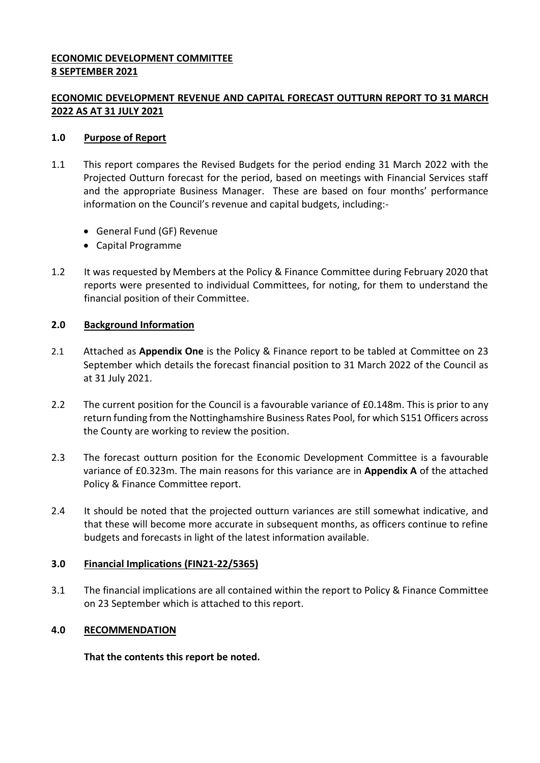**ECONOMIC DEVELOPMENT COMMITTEE**
**8 SEPTEMBER 2021**

**ECONOMIC DEVELOPMENT REVENUE AND CAPITAL FORECAST OUTTURN REPORT TO 31 MARCH 2022 AS AT 31 JULY 2021**

## 1.0 Purpose of Report

1.1 This report compares the Revised Budgets for the period ending 31 March 2022 with the Projected Outturn forecast for the period, based on meetings with Financial Services staff and the appropriate Business Manager. These are based on four months' performance information on the Council's revenue and capital budgets, including:-

- General Fund (GF) Revenue
- Capital Programme

1.2 It was requested by Members at the Policy & Finance Committee during February 2020 that reports were presented to individual Committees, for noting, for them to understand the financial position of their Committee.

## 2.0 Background Information

2.1 Attached as **Appendix One** is the Policy & Finance report to be tabled at Committee on 23 September which details the forecast financial position to 31 March 2022 of the Council as at 31 July 2021.

2.2 The current position for the Council is a favourable variance of £0.148m. This is prior to any return funding from the Nottinghamshire Business Rates Pool, for which S151 Officers across the County are working to review the position.

2.3 The forecast outturn position for the Economic Development Committee is a favourable variance of £0.323m. The main reasons for this variance are in **Appendix A** of the attached Policy & Finance Committee report.

2.4 It should be noted that the projected outturn variances are still somewhat indicative, and that these will become more accurate in subsequent months, as officers continue to refine budgets and forecasts in light of the latest information available.

## 3.0 Financial Implications (FIN21-22/5365)

3.1 The financial implications are all contained within the report to Policy & Finance Committee on 23 September which is attached to this report.

## 4.0 RECOMMENDATION

**That the contents this report be noted.**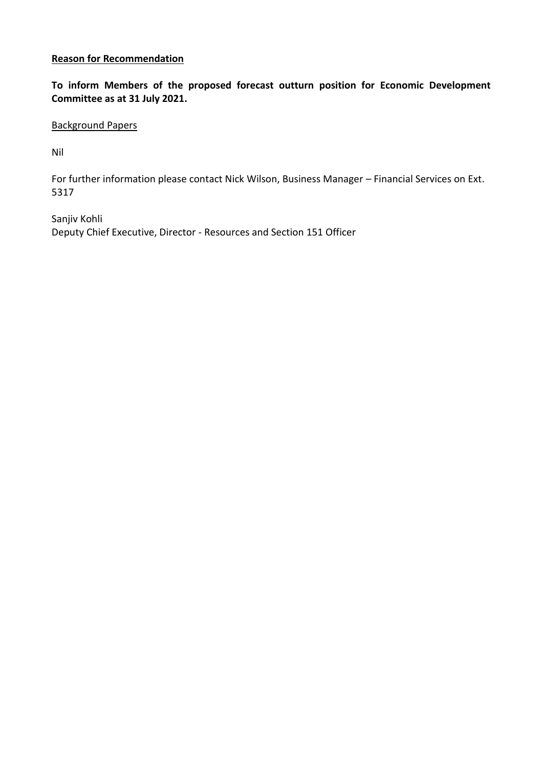**<u>Reason for Recommendation</u>**

**To inform Members of the proposed forecast outturn position for Economic Development Committee as at 31 July 2021.**

<u>Background Papers</u>

Nil

For further information please contact Nick Wilson, Business Manager – Financial Services on Ext. 5317

Sanjiv Kohli
Deputy Chief Executive, Director - Resources and Section 151 Officer